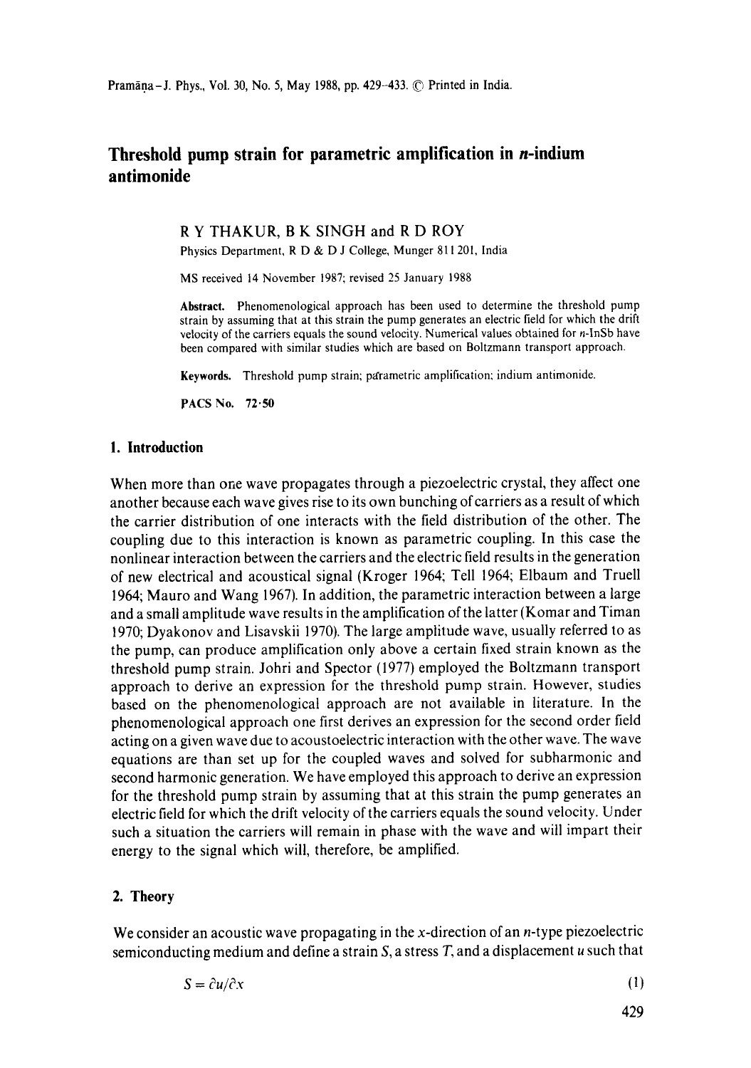# Threshold pump strain for parametric amplification in *n*-indium antimonide

R Y THAKUR, B K SINGH and R D ROY

Physics Department, R D & D J College, Munger 811 201, India

MS received 14 November 1987; revised 25 January 1988

**Abstract.** Phenomenological approach has been used to determine the threshold pump strain by assuming that at this strain the pump generates an electric field for which the drift velocity of the carriers equals the sound velocity. Numerical values obtained for *n*-InSb have been compared with similar studies which are based on Boltzmann transport approach.

**Keywords.** Threshold pump strain; parametric amplification; indium antimonide.

**PACS No.** 72·50

## 1. Introduction

When more than one wave propagates through a piezoelectric crystal, they affect one another because each wave gives rise to its own bunching of carriers as a result of which the carrier distribution of one interacts with the field distribution of the other. The coupling due to this interaction is known as parametric coupling. In this case the nonlinear interaction between the carriers and the electric field results in the generation of new electrical and acoustical signal (Kroger 1964; Tell 1964; Elbaum and Truell 1964; Mauro and Wang 1967). In addition, the parametric interaction between a large and a small amplitude wave results in the amplification of the latter (Komar and Timan 1970; Dyakonov and Lisavskii 1970). The large amplitude wave, usually referred to as the pump, can produce amplification only above a certain fixed strain known as the threshold pump strain. Johri and Spector (1977) employed the Boltzmann transport approach to derive an expression for the threshold pump strain. However, studies based on the phenomenological approach are not available in literature. In the phenomenological approach one first derives an expression for the second order field acting on a given wave due to acoustoelectric interaction with the other wave. The wave equations are than set up for the coupled waves and solved for subharmonic and second harmonic generation. We have employed this approach to derive an expression for the threshold pump strain by assuming that at this strain the pump generates an electric field for which the drift velocity of the carriers equals the sound velocity. Under such a situation the carriers will remain in phase with the wave and will impart their energy to the signal which will, therefore, be amplified.

## 2. Theory

We consider an acoustic wave propagating in the *x*-direction of an *n*-type piezoelectric semiconducting medium and define a strain $S$, a stress $T$, and a displacement $u$ such that

$$S = \partial u/\partial x \tag{1}$$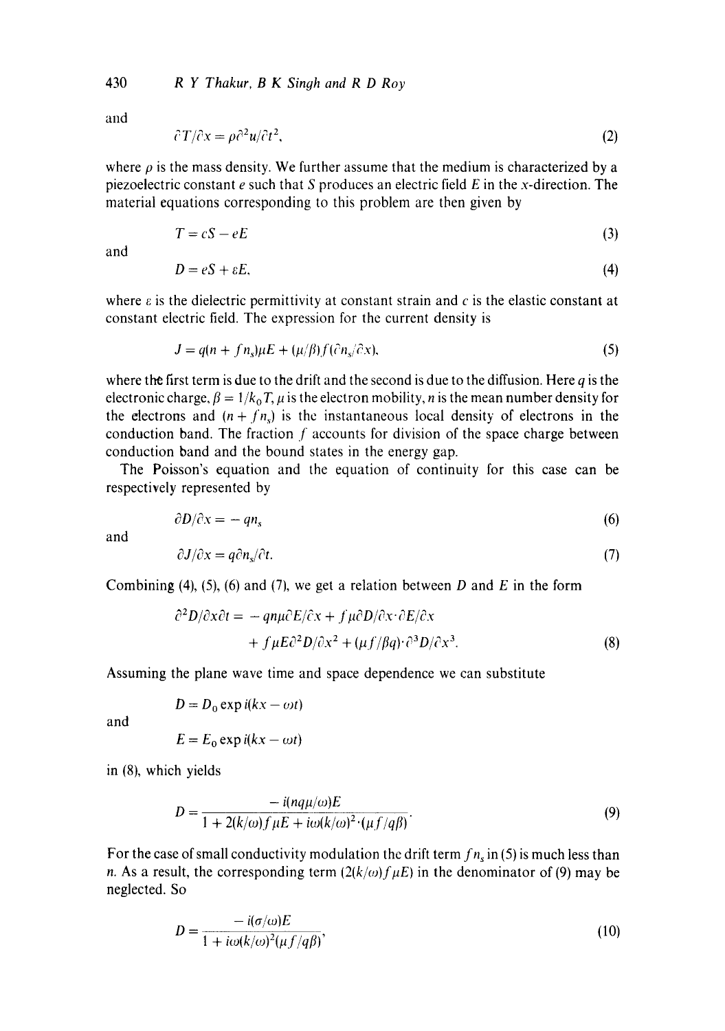and

$$\partial T/\partial x = \rho \partial^2 u/\partial t^2, \tag{2}$$

where $\rho$ is the mass density. We further assume that the medium is characterized by a piezoelectric constant $e$ such that $S$ produces an electric field $E$ in the $x$-direction. The material equations corresponding to this problem are then given by

$$T = cS - eE \tag{3}$$

and

$$D = eS + \varepsilon E, \tag{4}$$

where $\varepsilon$ is the dielectric permittivity at constant strain and $c$ is the elastic constant at constant electric field. The expression for the current density is

$$J = q(n + fn_s)\mu E + (\mu/\beta)f(\partial n_s/\partial x), \tag{5}$$

where the first term is due to the drift and the second is due to the diffusion. Here $q$ is the electronic charge, $\beta = 1/k_0 T$, $\mu$ is the electron mobility, $n$ is the mean number density for the electrons and $(n + fn_s)$ is the instantaneous local density of electrons in the conduction band. The fraction $f$ accounts for division of the space charge between conduction band and the bound states in the energy gap.

The Poisson's equation and the equation of continuity for this case can be respectively represented by

$$\partial D/\partial x = -qn_s \tag{6}$$

and

$$\partial J/\partial x = q\partial n_s/\partial t. \tag{7}$$

Combining (4), (5), (6) and (7), we get a relation between $D$ and $E$ in the form

$$\partial^2 D/\partial x \partial t = -qn\mu\partial E/\partial x + f\mu \partial D/\partial x \cdot \partial E/\partial x + f\mu E \partial^2 D/\partial x^2 + (\mu f/\beta q) \cdot \partial^3 D/\partial x^3. \tag{8}$$

Assuming the plane wave time and space dependence we can substitute

$$D = D_0 \exp i(kx - \omega t)$$

and

$$E = E_0 \exp i(kx - \omega t)$$

in (8), which yields

$$D = \frac{-i(nq\mu/\omega)E}{1 + 2(k/\omega)f\mu E + i\omega(k/\omega)^2 \cdot (\mu f/q\beta)}. \tag{9}$$

For the case of small conductivity modulation the drift term $fn_s$ in (5) is much less than $n$. As a result, the corresponding term $(2(k/\omega)f\mu E)$ in the denominator of (9) may be neglected. So

$$D = \frac{-i(\sigma/\omega)E}{1 + i\omega(k/\omega)^2(\mu f/q\beta)}, \tag{10}$$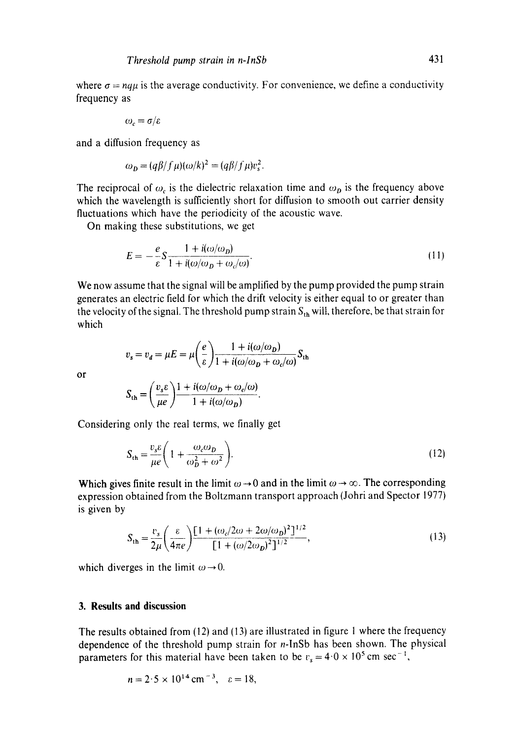where $\sigma = nq\mu$ is the average conductivity. For convenience, we define a conductivity frequency as

$$\omega_c = \sigma/\varepsilon$$

and a diffusion frequency as

$$\omega_D = (q\beta/f\mu)(\omega/k)^2 = (q\beta/f\mu)v_s^2.$$

The reciprocal of $\omega_c$ is the dielectric relaxation time and $\omega_D$ is the frequency above which the wavelength is sufficiently short for diffusion to smooth out carrier density fluctuations which have the periodicity of the acoustic wave.

On making these substitutions, we get

$$E = -\frac{e}{\varepsilon} S \frac{1 + i(\omega/\omega_D)}{1 + i(\omega/\omega_D + \omega_c/\omega)}. \tag{11}$$

We now assume that the signal will be amplified by the pump provided the pump strain generates an electric field for which the drift velocity is either equal to or greater than the velocity of the signal. The threshold pump strain $S_{\text{th}}$ will, therefore, be that strain for which

$$v_s = v_d = \mu E = \mu\left(\frac{e}{\varepsilon}\right)\frac{1 + i(\omega/\omega_D)}{1 + i(\omega/\omega_D + \omega_c/\omega)} S_{\text{th}}$$

or

$$S_{\text{th}} = \left(\frac{v_s \varepsilon}{\mu e}\right)\frac{1 + i(\omega/\omega_D + \omega_c/\omega)}{1 + i(\omega/\omega_D)}.$$

Considering only the real terms, we finally get

$$S_{\text{th}} = \frac{v_s \varepsilon}{\mu e}\left(1 + \frac{\omega_c \omega_D}{\omega_D^2 + \omega^2}\right). \tag{12}$$

Which gives finite result in the limit $\omega \to 0$ and in the limit $\omega \to \infty$. The corresponding expression obtained from the Boltzmann transport approach (Johri and Spector 1977) is given by

$$S_{\text{th}} = \frac{v_s}{2\mu}\left(\frac{\varepsilon}{4\pi e}\right)\frac{[1 + (\omega_c/2\omega + 2\omega/\omega_D)^2]^{1/2}}{[1 + (\omega/2\omega_D)^2]^{1/2}}, \tag{13}$$

which diverges in the limit $\omega \to 0$.

## 3. Results and discussion

The results obtained from (12) and (13) are illustrated in figure 1 where the frequency dependence of the threshold pump strain for $n$-InSb has been shown. The physical parameters for this material have been taken to be $v_s = 4{\cdot}0 \times 10^5\ \text{cm sec}^{-1}$,

$$n = 2{\cdot}5 \times 10^{14}\ \text{cm}^{-3}, \quad \varepsilon = 18,$$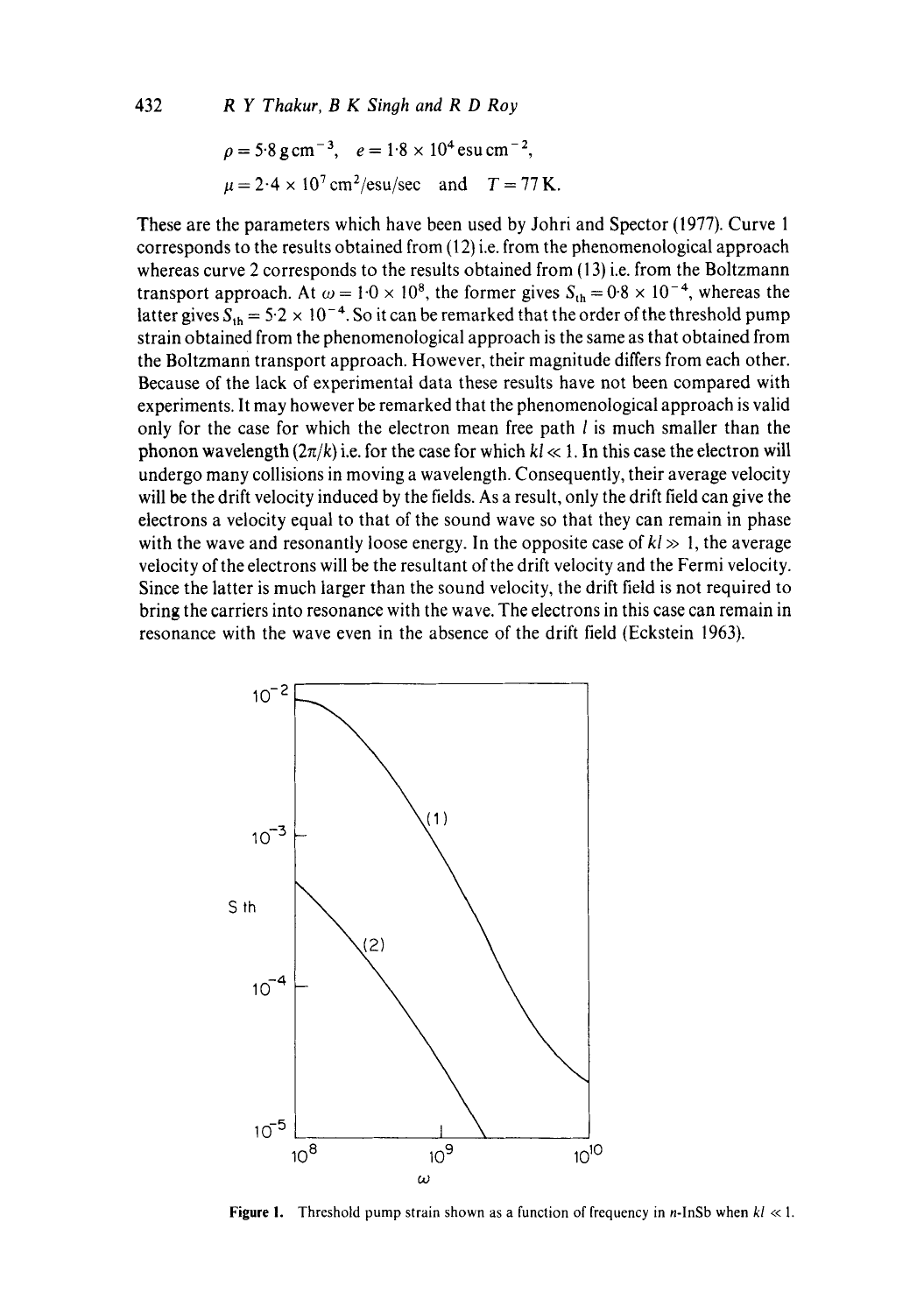$$\rho = 5\cdot8\,\mathrm{g\,cm^{-3}}, \quad e = 1\cdot8 \times 10^4\,\mathrm{esu\,cm^{-2}},$$

$$\mu = 2\cdot4 \times 10^7\,\mathrm{cm^2/esu/sec} \quad \text{and} \quad T = 77\,\mathrm{K}.$$

These are the parameters which have been used by Johri and Spector (1977). Curve 1 corresponds to the results obtained from (12) i.e. from the phenomenological approach whereas curve 2 corresponds to the results obtained from (13) i.e. from the Boltzmann transport approach. At $\omega = 1\cdot0 \times 10^8$, the former gives $S_{th} = 0\cdot8 \times 10^{-4}$, whereas the latter gives $S_{th} = 5\cdot2 \times 10^{-4}$. So it can be remarked that the order of the threshold pump strain obtained from the phenomenological approach is the same as that obtained from the Boltzmann transport approach. However, their magnitude differs from each other. Because of the lack of experimental data these results have not been compared with experiments. It may however be remarked that the phenomenological approach is valid only for the case for which the electron mean free path $l$ is much smaller than the phonon wavelength $(2\pi/k)$ i.e. for the case for which $kl \ll 1$. In this case the electron will undergo many collisions in moving a wavelength. Consequently, their average velocity will be the drift velocity induced by the fields. As a result, only the drift field can give the electrons a velocity equal to that of the sound wave so that they can remain in phase with the wave and resonantly loose energy. In the opposite case of $kl \gg 1$, the average velocity of the electrons will be the resultant of the drift velocity and the Fermi velocity. Since the latter is much larger than the sound velocity, the drift field is not required to bring the carriers into resonance with the wave. The electrons in this case can remain in resonance with the wave even in the absence of the drift field (Eckstein 1963).

**Figure 1.** Threshold pump strain shown as a function of frequency in $n$-InSb when $kl \ll 1$.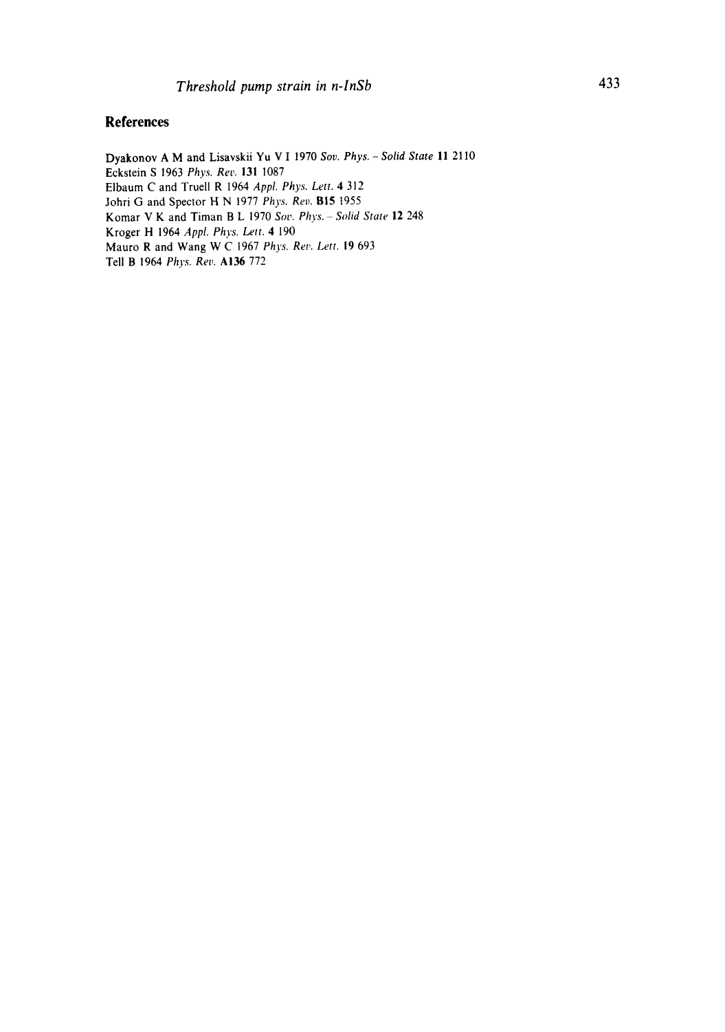## References

Dyakonov A M and Lisavskii Yu V I 1970 *Sov. Phys. – Solid State* **11** 2110
Eckstein S 1963 *Phys. Rev.* **131** 1087
Elbaum C and Truell R 1964 *Appl. Phys. Lett.* **4** 312
Johri G and Spector H N 1977 *Phys. Rev.* **B15** 1955
Komar V K and Timan B L 1970 *Sov. Phys. – Solid State* **12** 248
Kroger H 1964 *Appl. Phys. Lett.* **4** 190
Mauro R and Wang W C 1967 *Phys. Rev. Lett.* **19** 693
Tell B 1964 *Phys. Rev.* **A136** 772